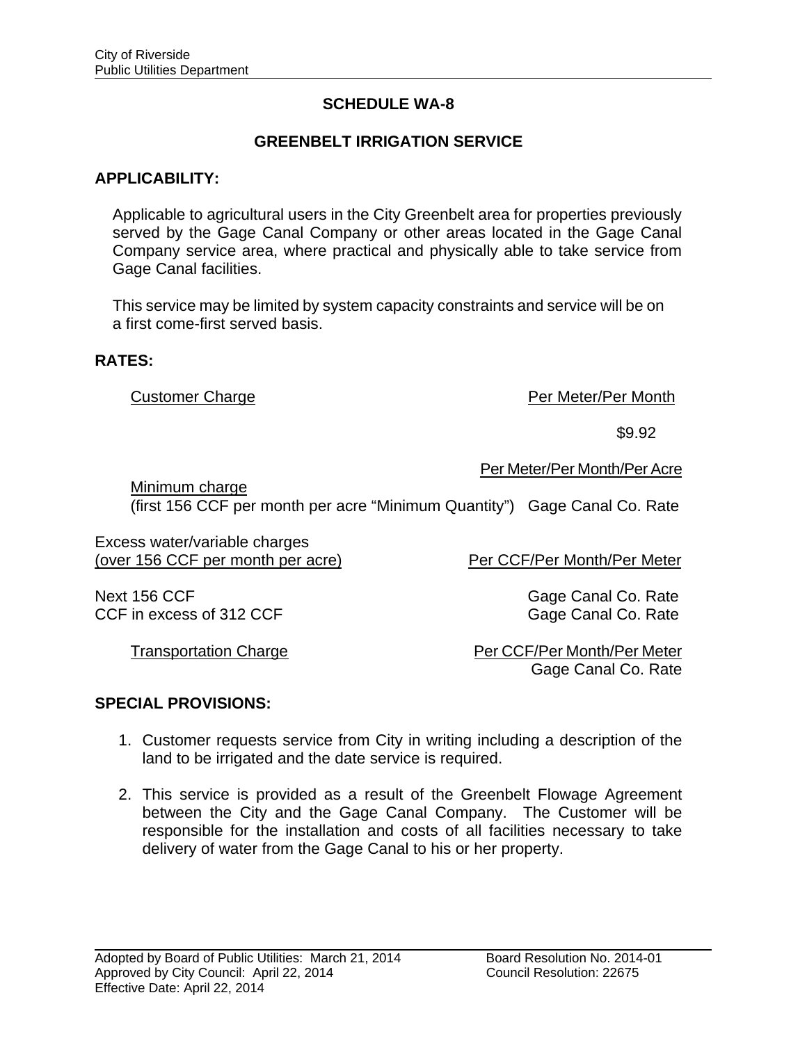City of Riverside
Public Utilities Department

## SCHEDULE WA-8

## GREENBELT IRRIGATION SERVICE

### APPLICABILITY:

Applicable to agricultural users in the City Greenbelt area for properties previously served by the Gage Canal Company or other areas located in the Gage Canal Company service area, where practical and physically able to take service from Gage Canal facilities.

This service may be limited by system capacity constraints and service will be on a first come-first served basis.

### RATES:

| Customer Charge | Per Meter/Per Month |
|---|---|
| | $9.92 |

| | Per Meter/Per Month/Per Acre |
|---|---|
| Minimum charge (first 156 CCF per month per acre "Minimum Quantity") | Gage Canal Co. Rate |

| Excess water/variable charges (over 156 CCF per month per acre) | Per CCF/Per Month/Per Meter |
|---|---|
| Next 156 CCF | Gage Canal Co. Rate |
| CCF in excess of 312 CCF | Gage Canal Co. Rate |

| Transportation Charge | Per CCF/Per Month/Per Meter |
|---|---|
| | Gage Canal Co. Rate |

### SPECIAL PROVISIONS:

1. Customer requests service from City in writing including a description of the land to be irrigated and the date service is required.

2. This service is provided as a result of the Greenbelt Flowage Agreement between the City and the Gage Canal Company. The Customer will be responsible for the installation and costs of all facilities necessary to take delivery of water from the Gage Canal to his or her property.

Adopted by Board of Public Utilities: March 21, 2014 Board Resolution No. 2014-01
Approved by City Council: April 22, 2014 Council Resolution: 22675
Effective Date: April 22, 2014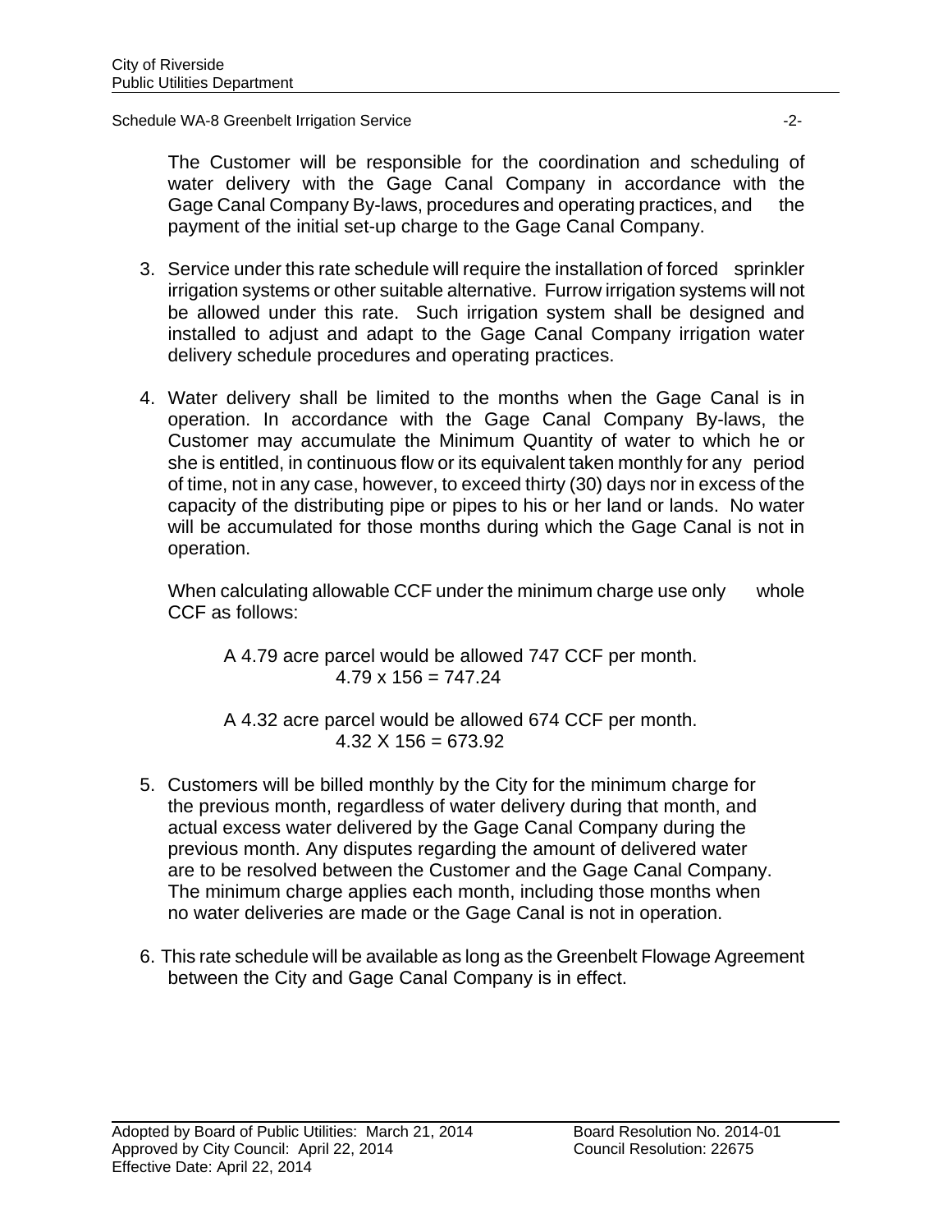The Customer will be responsible for the coordination and scheduling of water delivery with the Gage Canal Company in accordance with the Gage Canal Company By-laws, procedures and operating practices, and the payment of the initial set-up charge to the Gage Canal Company.

3. Service under this rate schedule will require the installation of forced sprinkler irrigation systems or other suitable alternative. Furrow irrigation systems will not be allowed under this rate. Such irrigation system shall be designed and installed to adjust and adapt to the Gage Canal Company irrigation water delivery schedule procedures and operating practices.

4. Water delivery shall be limited to the months when the Gage Canal is in operation. In accordance with the Gage Canal Company By-laws, the Customer may accumulate the Minimum Quantity of water to which he or she is entitled, in continuous flow or its equivalent taken monthly for any period of time, not in any case, however, to exceed thirty (30) days nor in excess of the capacity of the distributing pipe or pipes to his or her land or lands. No water will be accumulated for those months during which the Gage Canal is not in operation.

   When calculating allowable CCF under the minimum charge use only whole CCF as follows:

   A 4.79 acre parcel would be allowed 747 CCF per month.
   4.79 x 156 = 747.24

   A 4.32 acre parcel would be allowed 674 CCF per month.
   4.32 X 156 = 673.92

5. Customers will be billed monthly by the City for the minimum charge for the previous month, regardless of water delivery during that month, and actual excess water delivered by the Gage Canal Company during the previous month. Any disputes regarding the amount of delivered water are to be resolved between the Customer and the Gage Canal Company. The minimum charge applies each month, including those months when no water deliveries are made or the Gage Canal is not in operation.

6. This rate schedule will be available as long as the Greenbelt Flowage Agreement between the City and Gage Canal Company is in effect.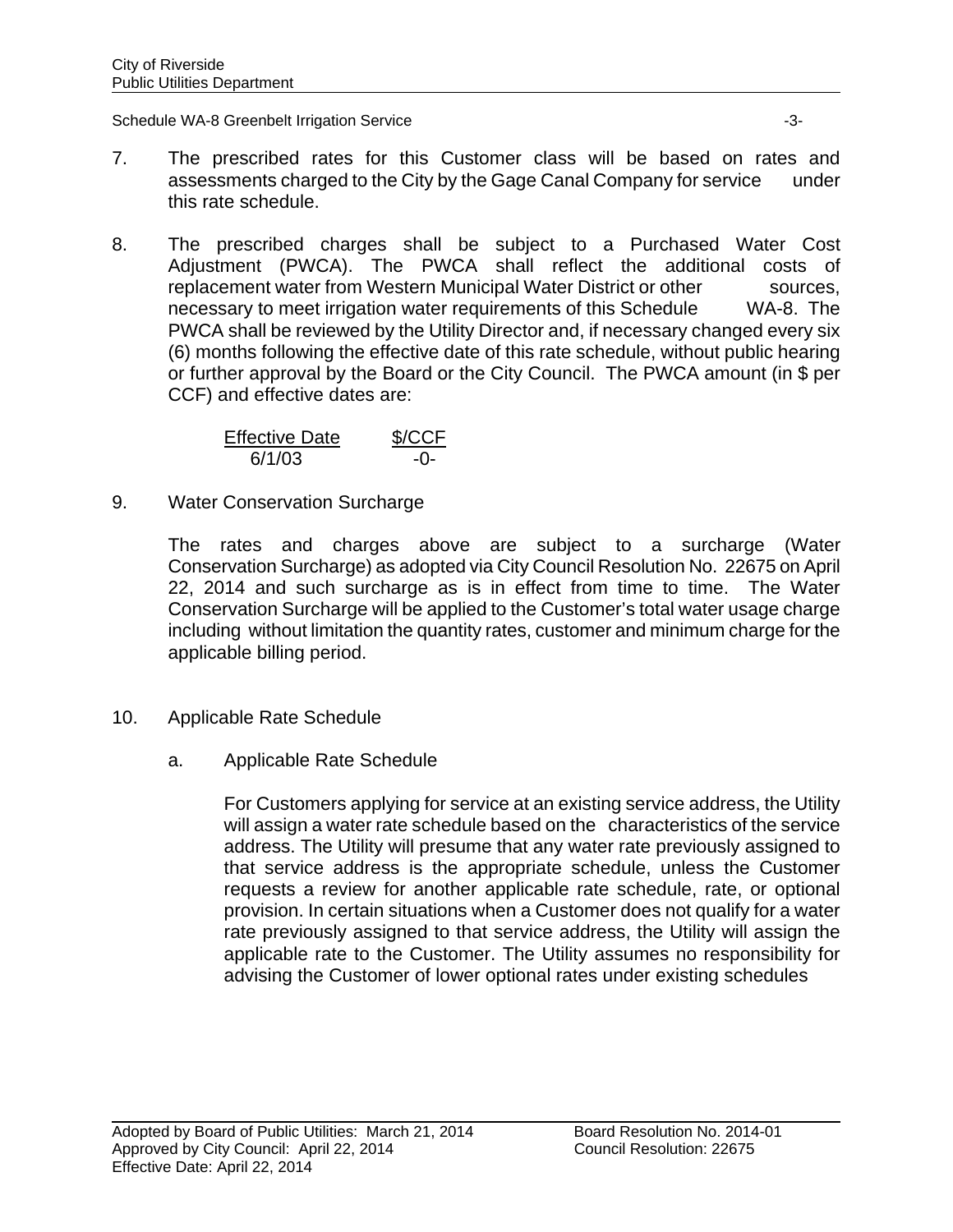7. The prescribed rates for this Customer class will be based on rates and assessments charged to the City by the Gage Canal Company for service under this rate schedule.

8. The prescribed charges shall be subject to a Purchased Water Cost Adjustment (PWCA). The PWCA shall reflect the additional costs of replacement water from Western Municipal Water District or other sources, necessary to meet irrigation water requirements of this Schedule WA-8. The PWCA shall be reviewed by the Utility Director and, if necessary changed every six (6) months following the effective date of this rate schedule, without public hearing or further approval by the Board or the City Council. The PWCA amount (in $ per CCF) and effective dates are:

| Effective Date | $/CCF |
| --- | --- |
| 6/1/03 | -0- |

9. Water Conservation Surcharge

   The rates and charges above are subject to a surcharge (Water Conservation Surcharge) as adopted via City Council Resolution No. 22675 on April 22, 2014 and such surcharge as is in effect from time to time. The Water Conservation Surcharge will be applied to the Customer's total water usage charge including without limitation the quantity rates, customer and minimum charge for the applicable billing period.

10. Applicable Rate Schedule

    a. Applicable Rate Schedule

       For Customers applying for service at an existing service address, the Utility will assign a water rate schedule based on the characteristics of the service address. The Utility will presume that any water rate previously assigned to that service address is the appropriate schedule, unless the Customer requests a review for another applicable rate schedule, rate, or optional provision. In certain situations when a Customer does not qualify for a water rate previously assigned to that service address, the Utility will assign the applicable rate to the Customer. The Utility assumes no responsibility for advising the Customer of lower optional rates under existing schedules

Adopted by Board of Public Utilities: March 21, 2014 Board Resolution No. 2014-01
Approved by City Council: April 22, 2014 Council Resolution: 22675
Effective Date: April 22, 2014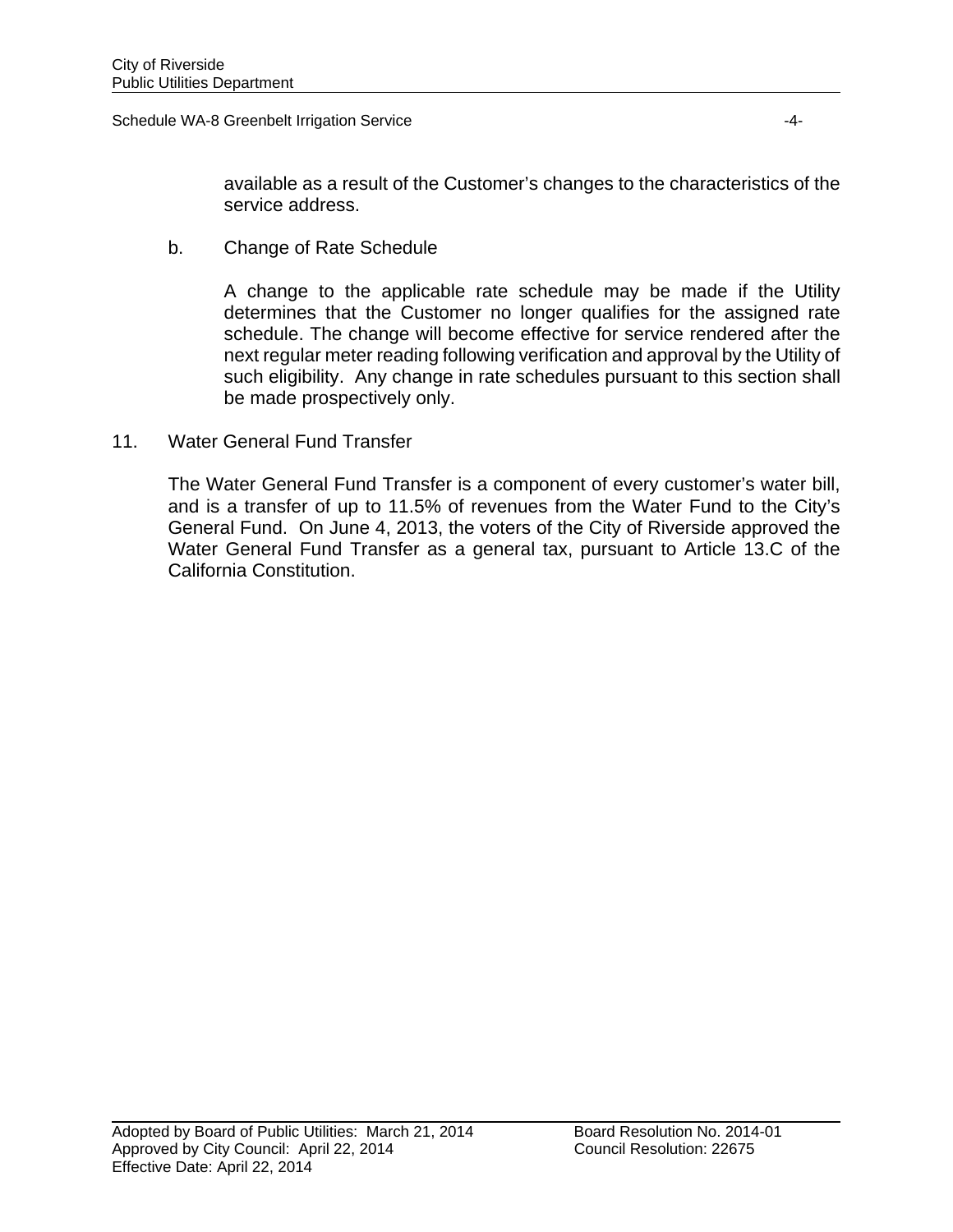available as a result of the Customer's changes to the characteristics of the service address.

b. Change of Rate Schedule

A change to the applicable rate schedule may be made if the Utility determines that the Customer no longer qualifies for the assigned rate schedule. The change will become effective for service rendered after the next regular meter reading following verification and approval by the Utility of such eligibility. Any change in rate schedules pursuant to this section shall be made prospectively only.

11. Water General Fund Transfer

The Water General Fund Transfer is a component of every customer's water bill, and is a transfer of up to 11.5% of revenues from the Water Fund to the City's General Fund. On June 4, 2013, the voters of the City of Riverside approved the Water General Fund Transfer as a general tax, pursuant to Article 13.C of the California Constitution.